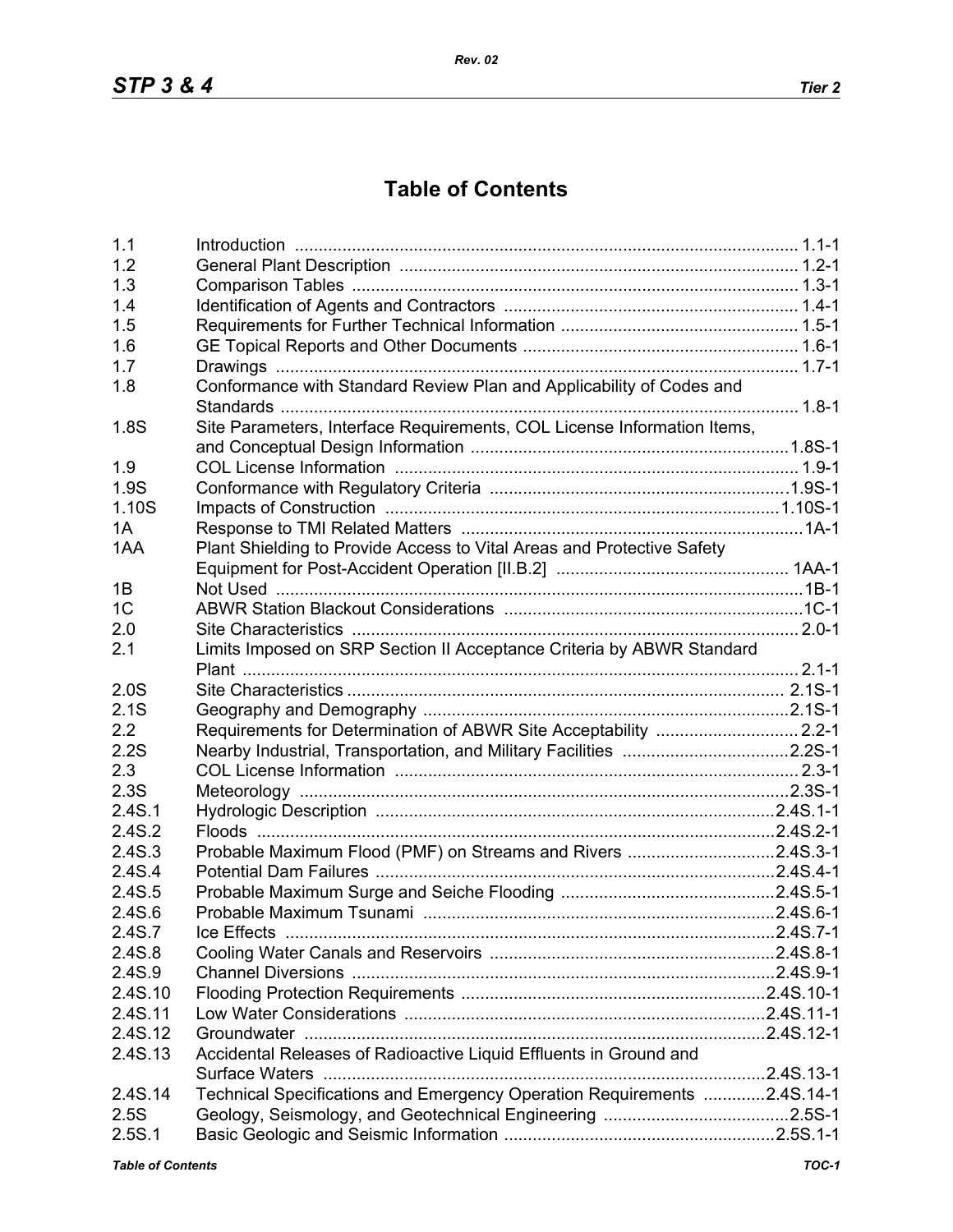# Table of Contents

| | | |
|---|---|---|
| 1.1 | Introduction | 1.1-1 |
| 1.2 | General Plant Description | 1.2-1 |
| 1.3 | Comparison Tables | 1.3-1 |
| 1.4 | Identification of Agents and Contractors | 1.4-1 |
| 1.5 | Requirements for Further Technical Information | 1.5-1 |
| 1.6 | GE Topical Reports and Other Documents | 1.6-1 |
| 1.7 | Drawings | 1.7-1 |
| 1.8 | Conformance with Standard Review Plan and Applicability of Codes and Standards | 1.8-1 |
| 1.8S | Site Parameters, Interface Requirements, COL License Information Items, and Conceptual Design Information | 1.8S-1 |
| 1.9 | COL License Information | 1.9-1 |
| 1.9S | Conformance with Regulatory Criteria | 1.9S-1 |
| 1.10S | Impacts of Construction | 1.10S-1 |
| 1A | Response to TMI Related Matters | 1A-1 |
| 1AA | Plant Shielding to Provide Access to Vital Areas and Protective Safety Equipment for Post-Accident Operation [II.B.2] | 1AA-1 |
| 1B | Not Used | 1B-1 |
| 1C | ABWR Station Blackout Considerations | 1C-1 |
| 2.0 | Site Characteristics | 2.0-1 |
| 2.1 | Limits Imposed on SRP Section II Acceptance Criteria by ABWR Standard Plant | 2.1-1 |
| 2.0S | Site Characteristics | 2.1S-1 |
| 2.1S | Geography and Demography | 2.1S-1 |
| 2.2 | Requirements for Determination of ABWR Site Acceptability | 2.2-1 |
| 2.2S | Nearby Industrial, Transportation, and Military Facilities | 2.2S-1 |
| 2.3 | COL License Information | 2.3-1 |
| 2.3S | Meteorology | 2.3S-1 |
| 2.4S.1 | Hydrologic Description | 2.4S.1-1 |
| 2.4S.2 | Floods | 2.4S.2-1 |
| 2.4S.3 | Probable Maximum Flood (PMF) on Streams and Rivers | 2.4S.3-1 |
| 2.4S.4 | Potential Dam Failures | 2.4S.4-1 |
| 2.4S.5 | Probable Maximum Surge and Seiche Flooding | 2.4S.5-1 |
| 2.4S.6 | Probable Maximum Tsunami | 2.4S.6-1 |
| 2.4S.7 | Ice Effects | 2.4S.7-1 |
| 2.4S.8 | Cooling Water Canals and Reservoirs | 2.4S.8-1 |
| 2.4S.9 | Channel Diversions | 2.4S.9-1 |
| 2.4S.10 | Flooding Protection Requirements | 2.4S.10-1 |
| 2.4S.11 | Low Water Considerations | 2.4S.11-1 |
| 2.4S.12 | Groundwater | 2.4S.12-1 |
| 2.4S.13 | Accidental Releases of Radioactive Liquid Effluents in Ground and Surface Waters | 2.4S.13-1 |
| 2.4S.14 | Technical Specifications and Emergency Operation Requirements | 2.4S.14-1 |
| 2.5S | Geology, Seismology, and Geotechnical Engineering | 2.5S-1 |
| 2.5S.1 | Basic Geologic and Seismic Information | 2.5S.1-1 |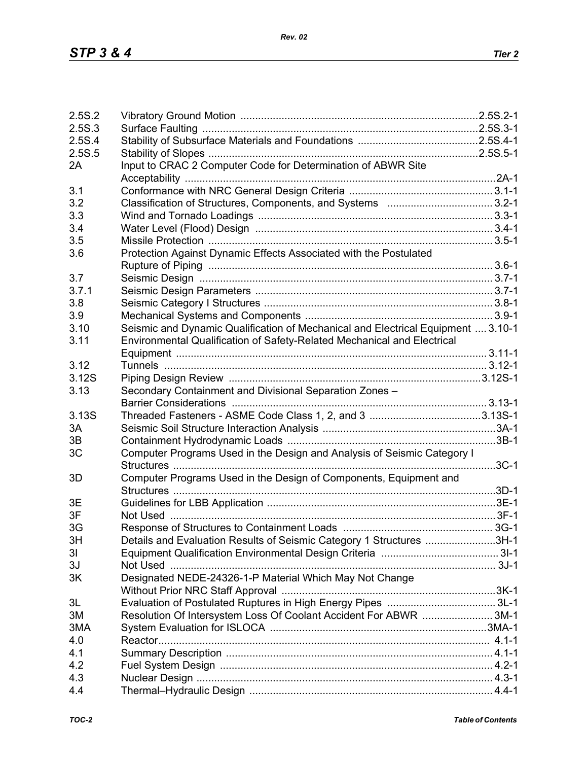| | | |
|---|---|---|
| 2.5S.2 | Vibratory Ground Motion | 2.5S.2-1 |
| 2.5S.3 | Surface Faulting | 2.5S.3-1 |
| 2.5S.4 | Stability of Subsurface Materials and Foundations | 2.5S.4-1 |
| 2.5S.5 | Stability of Slopes | 2.5S.5-1 |
| 2A | Input to CRAC 2 Computer Code for Determination of ABWR Site Acceptability | 2A-1 |
| 3.1 | Conformance with NRC General Design Criteria | 3.1-1 |
| 3.2 | Classification of Structures, Components, and Systems | 3.2-1 |
| 3.3 | Wind and Tornado Loadings | 3.3-1 |
| 3.4 | Water Level (Flood) Design | 3.4-1 |
| 3.5 | Missile Protection | 3.5-1 |
| 3.6 | Protection Against Dynamic Effects Associated with the Postulated Rupture of Piping | 3.6-1 |
| 3.7 | Seismic Design | 3.7-1 |
| 3.7.1 | Seismic Design Parameters | 3.7-1 |
| 3.8 | Seismic Category I Structures | 3.8-1 |
| 3.9 | Mechanical Systems and Components | 3.9-1 |
| 3.10 | Seismic and Dynamic Qualification of Mechanical and Electrical Equipment | 3.10-1 |
| 3.11 | Environmental Qualification of Safety-Related Mechanical and Electrical Equipment | 3.11-1 |
| 3.12 | Tunnels | 3.12-1 |
| 3.12S | Piping Design Review | 3.12S-1 |
| 3.13 | Secondary Containment and Divisional Separation Zones – Barrier Considerations | 3.13-1 |
| 3.13S | Threaded Fasteners - ASME Code Class 1, 2, and 3 | 3.13S-1 |
| 3A | Seismic Soil Structure Interaction Analysis | 3A-1 |
| 3B | Containment Hydrodynamic Loads | 3B-1 |
| 3C | Computer Programs Used in the Design and Analysis of Seismic Category I Structures | 3C-1 |
| 3D | Computer Programs Used in the Design of Components, Equipment and Structures | 3D-1 |
| 3E | Guidelines for LBB Application | 3E-1 |
| 3F | Not Used | 3F-1 |
| 3G | Response of Structures to Containment Loads | 3G-1 |
| 3H | Details and Evaluation Results of Seismic Category 1 Structures | 3H-1 |
| 3I | Equipment Qualification Environmental Design Criteria | 3I-1 |
| 3J | Not Used | 3J-1 |
| 3K | Designated NEDE-24326-1-P Material Which May Not Change Without Prior NRC Staff Approval | 3K-1 |
| 3L | Evaluation of Postulated Ruptures in High Energy Pipes | 3L-1 |
| 3M | Resolution Of Intersystem Loss Of Coolant Accident For ABWR | 3M-1 |
| 3MA | System Evaluation for ISLOCA | 3MA-1 |
| 4.0 | Reactor | 4.1-1 |
| 4.1 | Summary Description | 4.1-1 |
| 4.2 | Fuel System Design | 4.2-1 |
| 4.3 | Nuclear Design | 4.3-1 |
| 4.4 | Thermal–Hydraulic Design | 4.4-1 |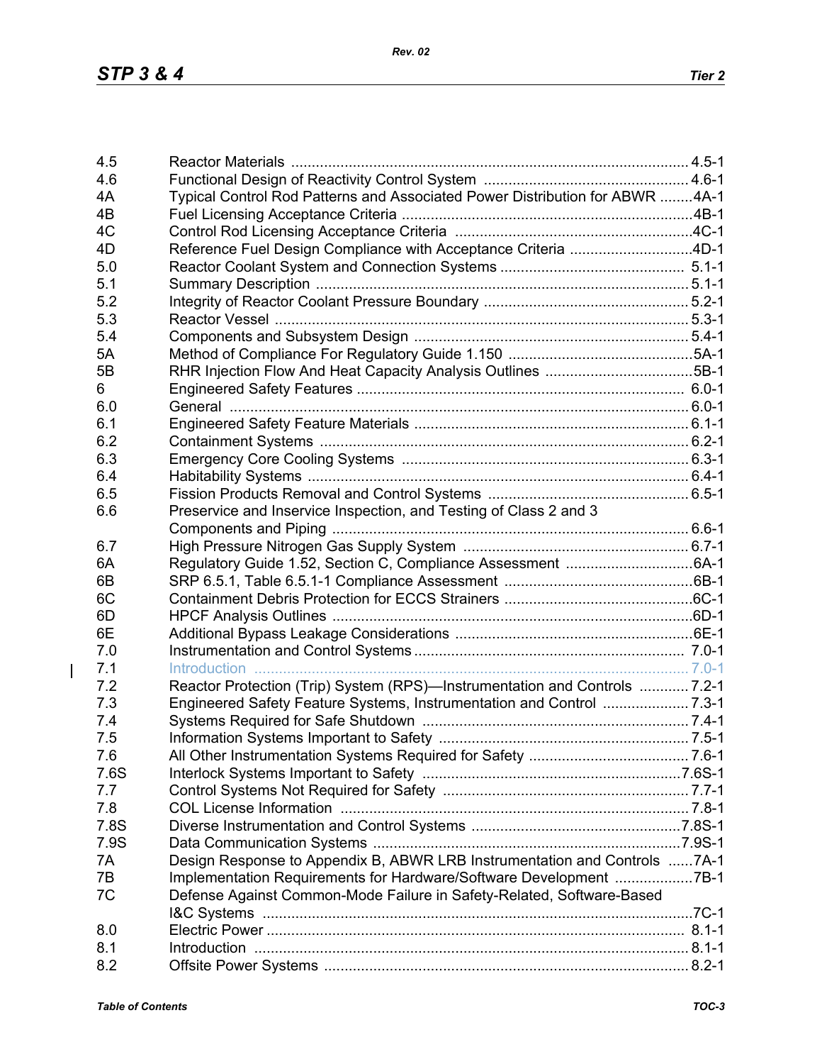| | | |
|---|---|---|
| 4.5 | Reactor Materials | 4.5-1 |
| 4.6 | Functional Design of Reactivity Control System | 4.6-1 |
| 4A | Typical Control Rod Patterns and Associated Power Distribution for ABWR | 4A-1 |
| 4B | Fuel Licensing Acceptance Criteria | 4B-1 |
| 4C | Control Rod Licensing Acceptance Criteria | 4C-1 |
| 4D | Reference Fuel Design Compliance with Acceptance Criteria | 4D-1 |
| 5.0 | Reactor Coolant System and Connection Systems | 5.1-1 |
| 5.1 | Summary Description | 5.1-1 |
| 5.2 | Integrity of Reactor Coolant Pressure Boundary | 5.2-1 |
| 5.3 | Reactor Vessel | 5.3-1 |
| 5.4 | Components and Subsystem Design | 5.4-1 |
| 5A | Method of Compliance For Regulatory Guide 1.150 | 5A-1 |
| 5B | RHR Injection Flow And Heat Capacity Analysis Outlines | 5B-1 |
| 6 | Engineered Safety Features | 6.0-1 |
| 6.0 | General | 6.0-1 |
| 6.1 | Engineered Safety Feature Materials | 6.1-1 |
| 6.2 | Containment Systems | 6.2-1 |
| 6.3 | Emergency Core Cooling Systems | 6.3-1 |
| 6.4 | Habitability Systems | 6.4-1 |
| 6.5 | Fission Products Removal and Control Systems | 6.5-1 |
| 6.6 | Preservice and Inservice Inspection, and Testing of Class 2 and 3 Components and Piping | 6.6-1 |
| 6.7 | High Pressure Nitrogen Gas Supply System | 6.7-1 |
| 6A | Regulatory Guide 1.52, Section C, Compliance Assessment | 6A-1 |
| 6B | SRP 6.5.1, Table 6.5.1-1 Compliance Assessment | 6B-1 |
| 6C | Containment Debris Protection for ECCS Strainers | 6C-1 |
| 6D | HPCF Analysis Outlines | 6D-1 |
| 6E | Additional Bypass Leakage Considerations | 6E-1 |
| 7.0 | Instrumentation and Control Systems | 7.0-1 |
| 7.1 | Introduction | 7.0-1 |
| 7.2 | Reactor Protection (Trip) System (RPS)—Instrumentation and Controls | 7.2-1 |
| 7.3 | Engineered Safety Feature Systems, Instrumentation and Control | 7.3-1 |
| 7.4 | Systems Required for Safe Shutdown | 7.4-1 |
| 7.5 | Information Systems Important to Safety | 7.5-1 |
| 7.6 | All Other Instrumentation Systems Required for Safety | 7.6-1 |
| 7.6S | Interlock Systems Important to Safety | 7.6S-1 |
| 7.7 | Control Systems Not Required for Safety | 7.7-1 |
| 7.8 | COL License Information | 7.8-1 |
| 7.8S | Diverse Instrumentation and Control Systems | 7.8S-1 |
| 7.9S | Data Communication Systems | 7.9S-1 |
| 7A | Design Response to Appendix B, ABWR LRB Instrumentation and Controls | 7A-1 |
| 7B | Implementation Requirements for Hardware/Software Development | 7B-1 |
| 7C | Defense Against Common-Mode Failure in Safety-Related, Software-Based I&C Systems | 7C-1 |
| 8.0 | Electric Power | 8.1-1 |
| 8.1 | Introduction | 8.1-1 |
| 8.2 | Offsite Power Systems | 8.2-1 |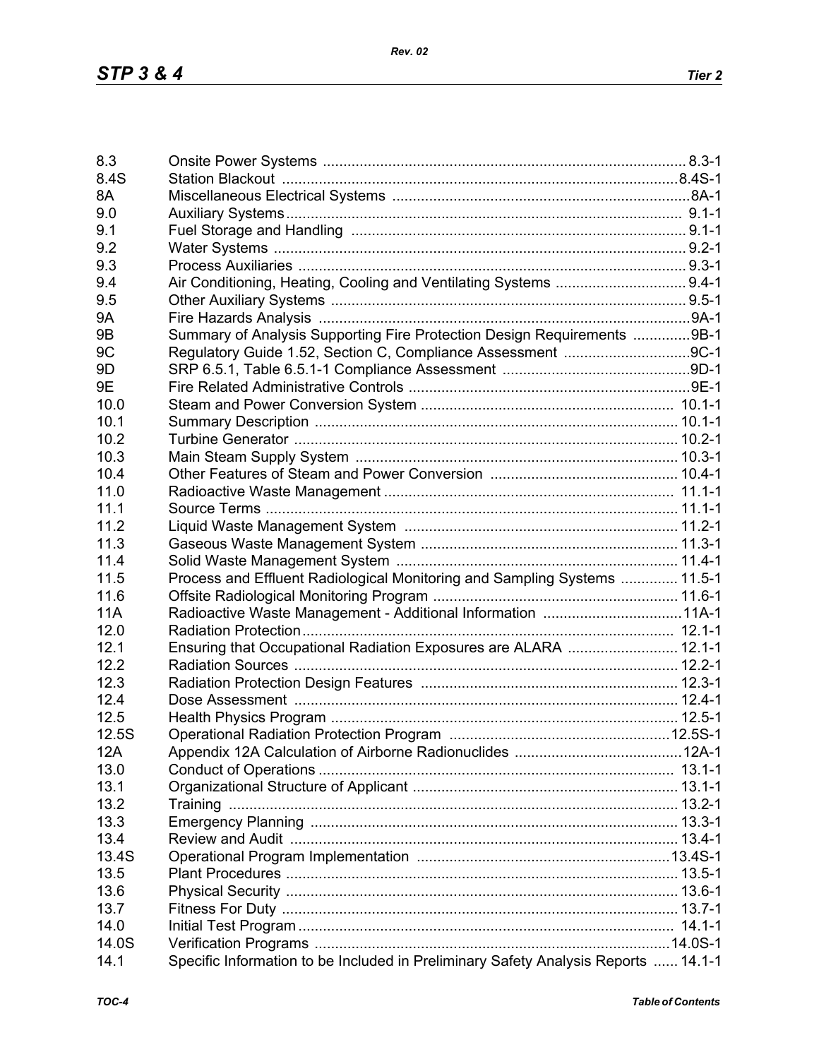| | | |
|---|---|---|
| 8.3 | Onsite Power Systems | 8.3-1 |
| 8.4S | Station Blackout | 8.4S-1 |
| 8A | Miscellaneous Electrical Systems | 8A-1 |
| 9.0 | Auxiliary Systems | 9.1-1 |
| 9.1 | Fuel Storage and Handling | 9.1-1 |
| 9.2 | Water Systems | 9.2-1 |
| 9.3 | Process Auxiliaries | 9.3-1 |
| 9.4 | Air Conditioning, Heating, Cooling and Ventilating Systems | 9.4-1 |
| 9.5 | Other Auxiliary Systems | 9.5-1 |
| 9A | Fire Hazards Analysis | 9A-1 |
| 9B | Summary of Analysis Supporting Fire Protection Design Requirements | 9B-1 |
| 9C | Regulatory Guide 1.52, Section C, Compliance Assessment | 9C-1 |
| 9D | SRP 6.5.1, Table 6.5.1-1 Compliance Assessment | 9D-1 |
| 9E | Fire Related Administrative Controls | 9E-1 |
| 10.0 | Steam and Power Conversion System | 10.1-1 |
| 10.1 | Summary Description | 10.1-1 |
| 10.2 | Turbine Generator | 10.2-1 |
| 10.3 | Main Steam Supply System | 10.3-1 |
| 10.4 | Other Features of Steam and Power Conversion | 10.4-1 |
| 11.0 | Radioactive Waste Management | 11.1-1 |
| 11.1 | Source Terms | 11.1-1 |
| 11.2 | Liquid Waste Management System | 11.2-1 |
| 11.3 | Gaseous Waste Management System | 11.3-1 |
| 11.4 | Solid Waste Management System | 11.4-1 |
| 11.5 | Process and Effluent Radiological Monitoring and Sampling Systems | 11.5-1 |
| 11.6 | Offsite Radiological Monitoring Program | 11.6-1 |
| 11A | Radioactive Waste Management - Additional Information | 11A-1 |
| 12.0 | Radiation Protection | 12.1-1 |
| 12.1 | Ensuring that Occupational Radiation Exposures are ALARA | 12.1-1 |
| 12.2 | Radiation Sources | 12.2-1 |
| 12.3 | Radiation Protection Design Features | 12.3-1 |
| 12.4 | Dose Assessment | 12.4-1 |
| 12.5 | Health Physics Program | 12.5-1 |
| 12.5S | Operational Radiation Protection Program | 12.5S-1 |
| 12A | Appendix 12A Calculation of Airborne Radionuclides | 12A-1 |
| 13.0 | Conduct of Operations | 13.1-1 |
| 13.1 | Organizational Structure of Applicant | 13.1-1 |
| 13.2 | Training | 13.2-1 |
| 13.3 | Emergency Planning | 13.3-1 |
| 13.4 | Review and Audit | 13.4-1 |
| 13.4S | Operational Program Implementation | 13.4S-1 |
| 13.5 | Plant Procedures | 13.5-1 |
| 13.6 | Physical Security | 13.6-1 |
| 13.7 | Fitness For Duty | 13.7-1 |
| 14.0 | Initial Test Program | 14.1-1 |
| 14.0S | Verification Programs | 14.0S-1 |
| 14.1 | Specific Information to be Included in Preliminary Safety Analysis Reports | 14.1-1 |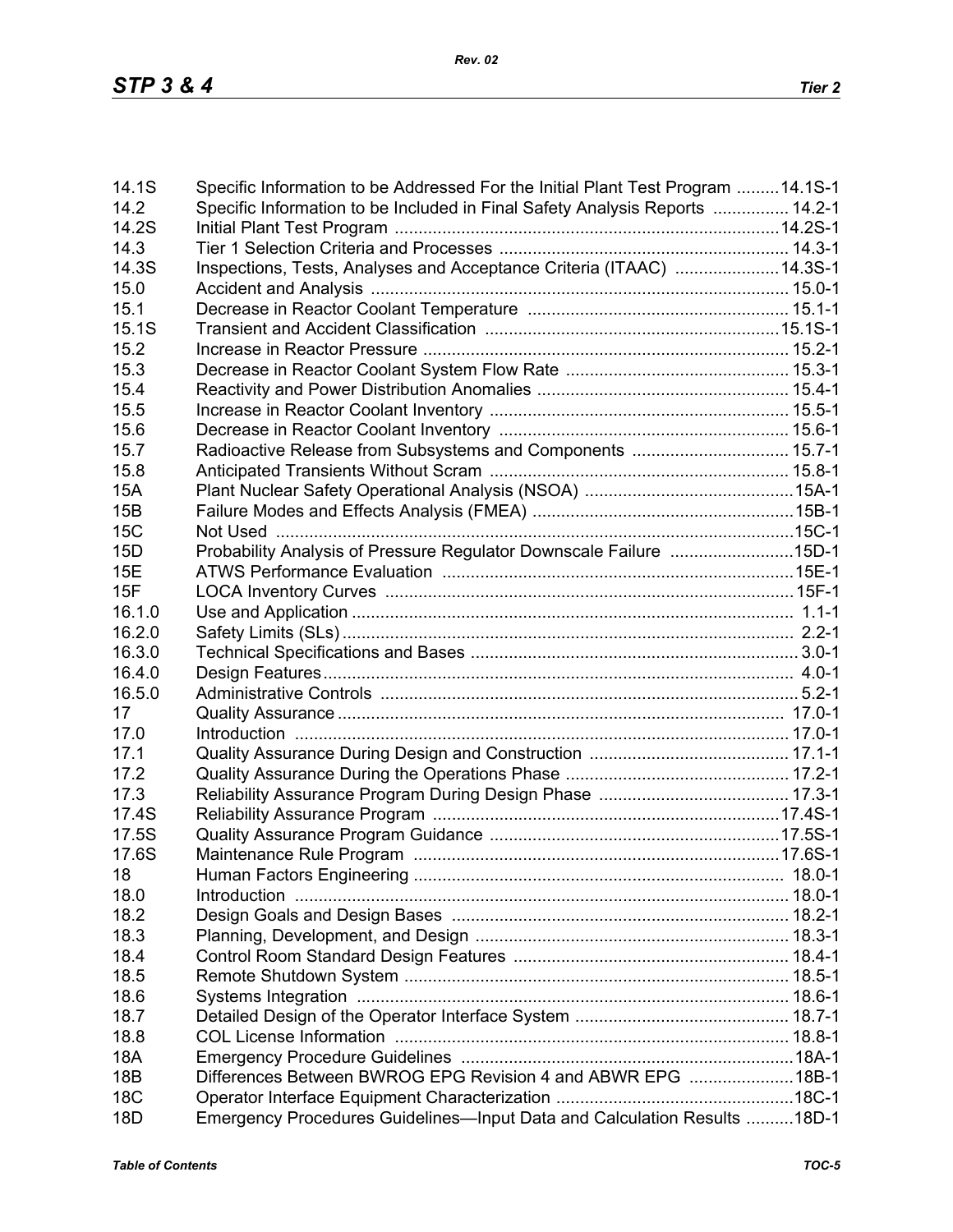| | | |
|---|---|---|
| 14.1S | Specific Information to be Addressed For the Initial Plant Test Program | 14.1S-1 |
| 14.2 | Specific Information to be Included in Final Safety Analysis Reports | 14.2-1 |
| 14.2S | Initial Plant Test Program | 14.2S-1 |
| 14.3 | Tier 1 Selection Criteria and Processes | 14.3-1 |
| 14.3S | Inspections, Tests, Analyses and Acceptance Criteria (ITAAC) | 14.3S-1 |
| 15.0 | Accident and Analysis | 15.0-1 |
| 15.1 | Decrease in Reactor Coolant Temperature | 15.1-1 |
| 15.1S | Transient and Accident Classification | 15.1S-1 |
| 15.2 | Increase in Reactor Pressure | 15.2-1 |
| 15.3 | Decrease in Reactor Coolant System Flow Rate | 15.3-1 |
| 15.4 | Reactivity and Power Distribution Anomalies | 15.4-1 |
| 15.5 | Increase in Reactor Coolant Inventory | 15.5-1 |
| 15.6 | Decrease in Reactor Coolant Inventory | 15.6-1 |
| 15.7 | Radioactive Release from Subsystems and Components | 15.7-1 |
| 15.8 | Anticipated Transients Without Scram | 15.8-1 |
| 15A | Plant Nuclear Safety Operational Analysis (NSOA) | 15A-1 |
| 15B | Failure Modes and Effects Analysis (FMEA) | 15B-1 |
| 15C | Not Used | 15C-1 |
| 15D | Probability Analysis of Pressure Regulator Downscale Failure | 15D-1 |
| 15E | ATWS Performance Evaluation | 15E-1 |
| 15F | LOCA Inventory Curves | 15F-1 |
| 16.1.0 | Use and Application | 1.1-1 |
| 16.2.0 | Safety Limits (SLs) | 2.2-1 |
| 16.3.0 | Technical Specifications and Bases | 3.0-1 |
| 16.4.0 | Design Features | 4.0-1 |
| 16.5.0 | Administrative Controls | 5.2-1 |
| 17 | Quality Assurance | 17.0-1 |
| 17.0 | Introduction | 17.0-1 |
| 17.1 | Quality Assurance During Design and Construction | 17.1-1 |
| 17.2 | Quality Assurance During the Operations Phase | 17.2-1 |
| 17.3 | Reliability Assurance Program During Design Phase | 17.3-1 |
| 17.4S | Reliability Assurance Program | 17.4S-1 |
| 17.5S | Quality Assurance Program Guidance | 17.5S-1 |
| 17.6S | Maintenance Rule Program | 17.6S-1 |
| 18 | Human Factors Engineering | 18.0-1 |
| 18.0 | Introduction | 18.0-1 |
| 18.2 | Design Goals and Design Bases | 18.2-1 |
| 18.3 | Planning, Development, and Design | 18.3-1 |
| 18.4 | Control Room Standard Design Features | 18.4-1 |
| 18.5 | Remote Shutdown System | 18.5-1 |
| 18.6 | Systems Integration | 18.6-1 |
| 18.7 | Detailed Design of the Operator Interface System | 18.7-1 |
| 18.8 | COL License Information | 18.8-1 |
| 18A | Emergency Procedure Guidelines | 18A-1 |
| 18B | Differences Between BWROG EPG Revision 4 and ABWR EPG | 18B-1 |
| 18C | Operator Interface Equipment Characterization | 18C-1 |
| 18D | Emergency Procedures Guidelines—Input Data and Calculation Results | 18D-1 |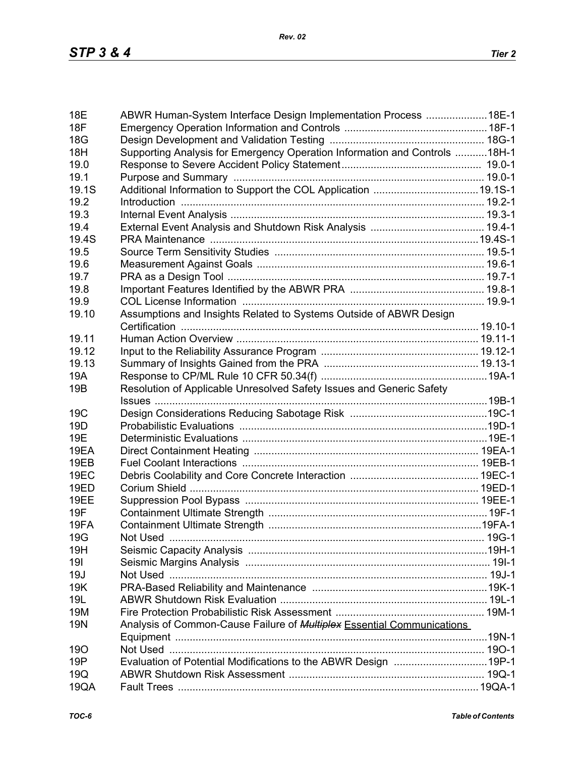| | | |
|---|---|---|
| 18E | ABWR Human-System Interface Design Implementation Process | 18E-1 |
| 18F | Emergency Operation Information and Controls | 18F-1 |
| 18G | Design Development and Validation Testing | 18G-1 |
| 18H | Supporting Analysis for Emergency Operation Information and Controls | 18H-1 |
| 19.0 | Response to Severe Accident Policy Statement | 19.0-1 |
| 19.1 | Purpose and Summary | 19.0-1 |
| 19.1S | Additional Information to Support the COL Application | 19.1S-1 |
| 19.2 | Introduction | 19.2-1 |
| 19.3 | Internal Event Analysis | 19.3-1 |
| 19.4 | External Event Analysis and Shutdown Risk Analysis | 19.4-1 |
| 19.4S | PRA Maintenance | 19.4S-1 |
| 19.5 | Source Term Sensitivity Studies | 19.5-1 |
| 19.6 | Measurement Against Goals | 19.6-1 |
| 19.7 | PRA as a Design Tool | 19.7-1 |
| 19.8 | Important Features Identified by the ABWR PRA | 19.8-1 |
| 19.9 | COL License Information | 19.9-1 |
| 19.10 | Assumptions and Insights Related to Systems Outside of ABWR Design Certification | 19.10-1 |
| 19.11 | Human Action Overview | 19.11-1 |
| 19.12 | Input to the Reliability Assurance Program | 19.12-1 |
| 19.13 | Summary of Insights Gained from the PRA | 19.13-1 |
| 19A | Response to CP/ML Rule 10 CFR 50.34(f) | 19A-1 |
| 19B | Resolution of Applicable Unresolved Safety Issues and Generic Safety Issues | 19B-1 |
| 19C | Design Considerations Reducing Sabotage Risk | 19C-1 |
| 19D | Probabilistic Evaluations | 19D-1 |
| 19E | Deterministic Evaluations | 19E-1 |
| 19EA | Direct Containment Heating | 19EA-1 |
| 19EB | Fuel Coolant Interactions | 19EB-1 |
| 19EC | Debris Coolability and Core Concrete Interaction | 19EC-1 |
| 19ED | Corium Shield | 19ED-1 |
| 19EE | Suppression Pool Bypass | 19EE-1 |
| 19F | Containment Ultimate Strength | 19F-1 |
| 19FA | Containment Ultimate Strength | 19FA-1 |
| 19G | Not Used | 19G-1 |
| 19H | Seismic Capacity Analysis | 19H-1 |
| 19I | Seismic Margins Analysis | 19I-1 |
| 19J | Not Used | 19J-1 |
| 19K | PRA-Based Reliability and Maintenance | 19K-1 |
| 19L | ABWR Shutdown Risk Evaluation | 19L-1 |
| 19M | Fire Protection Probabilistic Risk Assessment | 19M-1 |
| 19N | Analysis of Common-Cause Failure of ~~*Multiplex*~~ <u>Essential Communications</u> Equipment | 19N-1 |
| 19O | Not Used | 19O-1 |
| 19P | Evaluation of Potential Modifications to the ABWR Design | 19P-1 |
| 19Q | ABWR Shutdown Risk Assessment | 19Q-1 |
| 19QA | Fault Trees | 19QA-1 |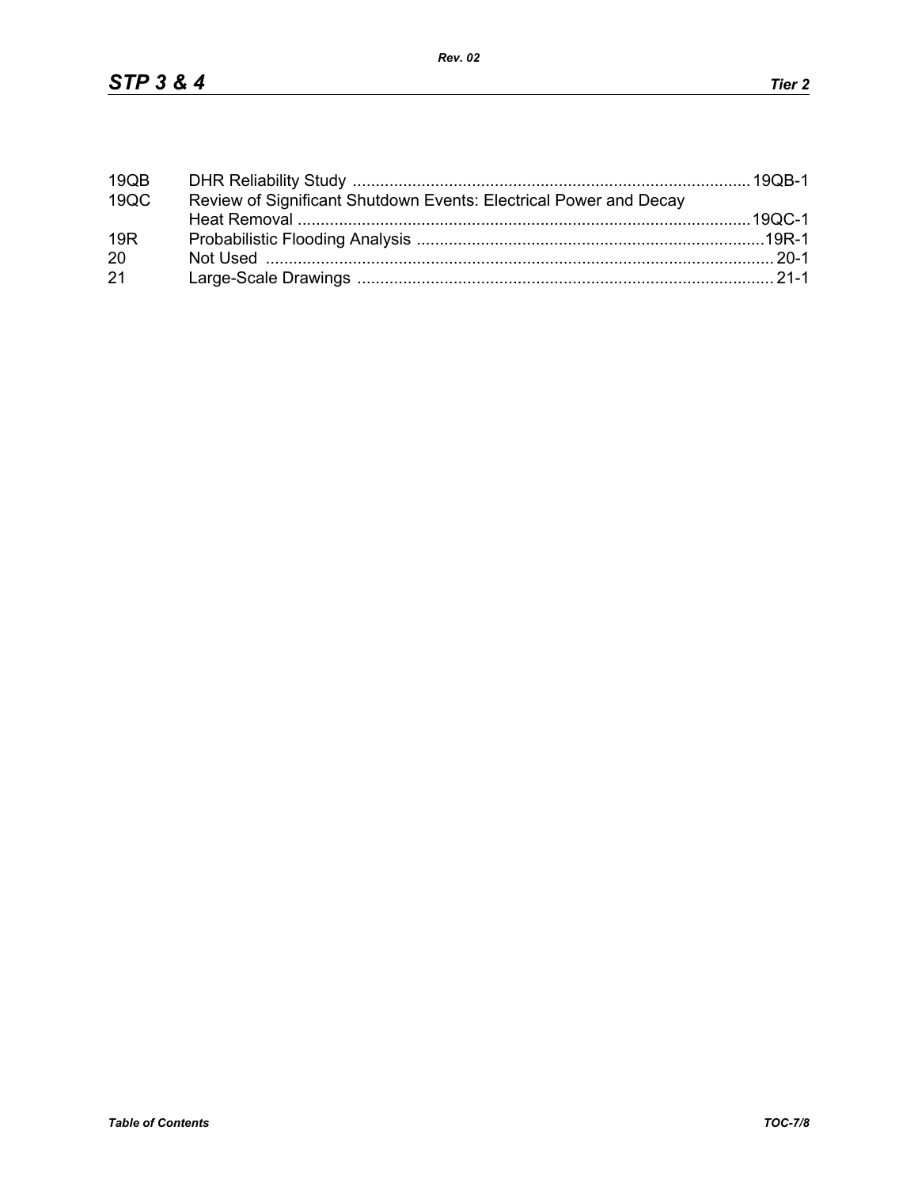| | | |
|---|---|---|
| 19QB | DHR Reliability Study | 19QB-1 |
| 19QC | Review of Significant Shutdown Events: Electrical Power and Decay Heat Removal | 19QC-1 |
| 19R | Probabilistic Flooding Analysis | 19R-1 |
| 20 | Not Used | 20-1 |
| 21 | Large-Scale Drawings | 21-1 |